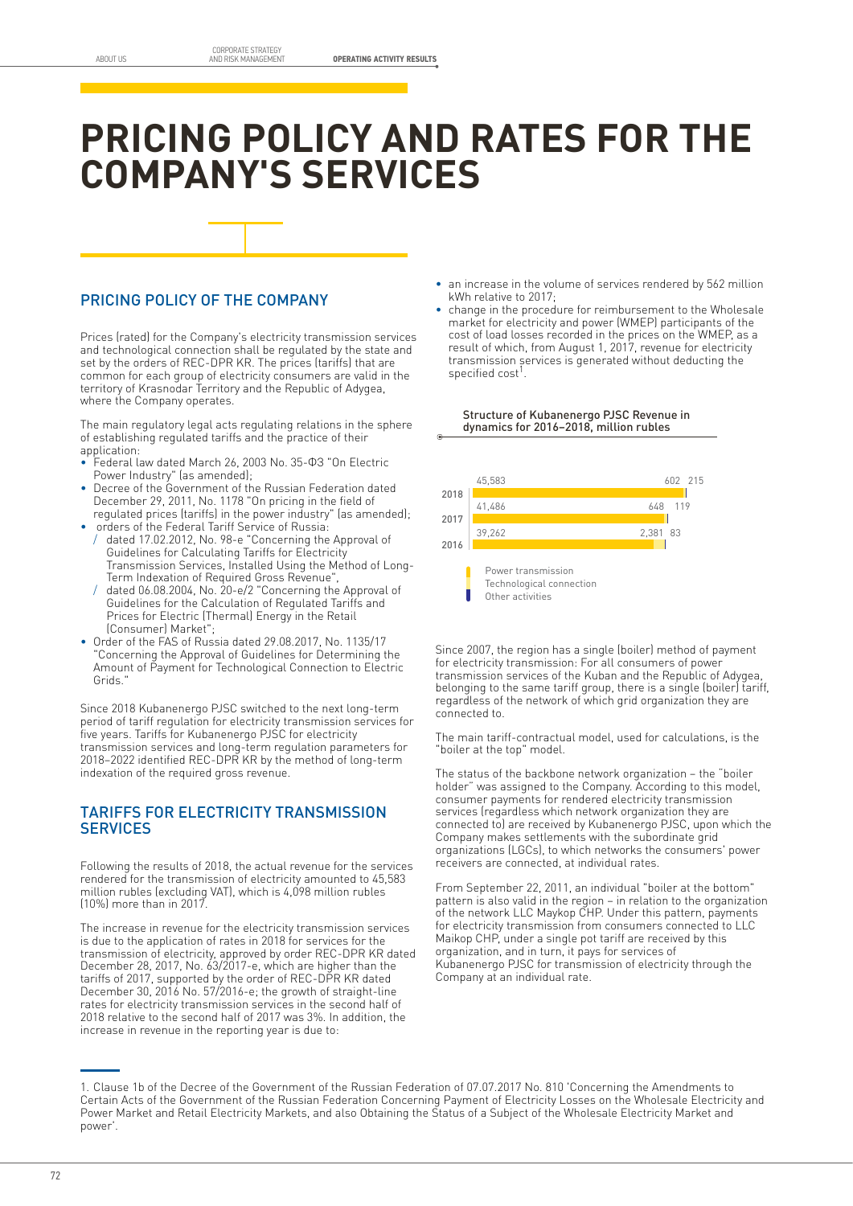# PRICING POLICY AND RATES FOR THE COMPANY'S SERVICES

## PRICING POLICY OF THE COMPANY

Prices (rated) for the Company's electricity transmission services and technological connection shall be regulated by the state and set by the orders of REC-DPR KR. The prices (tariffs) that are common for each group of electricity consumers are valid in the territory of Krasnodar Territory and the Republic of Adygea, where the Company operates.

The main regulatory legal acts regulating relations in the sphere of establishing regulated tariffs and the practice of their application:

- Federal law dated March 26, 2003 No. 35-ФЗ "On Electric Power Industry" (as amended);
- Decree of the Government of the Russian Federation dated December 29, 2011, No. 1178 "On pricing in the field of regulated prices (tariffs) in the power industry" (as amended);
- orders of the Federal Tariff Service of Russia:
  - dated 17.02.2012, No. 98-e "Concerning the Approval of Guidelines for Calculating Tariffs for Electricity Transmission Services, Installed Using the Method of Long-Term Indexation of Required Gross Revenue",
  - dated 06.08.2004, No. 20-e/2 "Concerning the Approval of Guidelines for the Calculation of Regulated Tariffs and Prices for Electric (Thermal) Energy in the Retail (Consumer) Market";
- Order of the FAS of Russia dated 29.08.2017, No. 1135/17 "Concerning the Approval of Guidelines for Determining the Amount of Payment for Technological Connection to Electric Grids."

Since 2018 Kubanenergo PJSC switched to the next long-term period of tariff regulation for electricity transmission services for five years. Tariffs for Kubanenergo PJSC for electricity transmission services and long-term regulation parameters for 2018–2022 identified REC-DPR KR by the method of long-term indexation of the required gross revenue.

## TARIFFS FOR ELECTRICITY TRANSMISSION SERVICES

Following the results of 2018, the actual revenue for the services rendered for the transmission of electricity amounted to 45,583 million rubles (excluding VAT), which is 4,098 million rubles (10%) more than in 2017.

The increase in revenue for the electricity transmission services is due to the application of rates in 2018 for services for the transmission of electricity, approved by order REC-DPR KR dated December 28, 2017, No. 63/2017-e, which are higher than the tariffs of 2017, supported by the order of REC-DPR KR dated December 30, 2016 No. 57/2016-e; the growth of straight-line rates for electricity transmission services in the second half of 2018 relative to the second half of 2017 was 3%. In addition, the increase in revenue in the reporting year is due to:

- an increase in the volume of services rendered by 562 million kWh relative to 2017;
- change in the procedure for reimbursement to the Wholesale market for electricity and power (WMEP) participants of the cost of load losses recorded in the prices on the WMEP, as a result of which, from August 1, 2017, revenue for electricity transmission services is generated without deducting the specified cost[1].

Structure of Kubanenergo PJSC Revenue in dynamics for 2016–2018, million rubles

| Year | Power transmission | Technological connection | Other activities |
|---|---|---|---|
| 2018 | 45,583 | 602 | 215 |
| 2017 | 41,486 | 648 | 119 |
| 2016 | 39,262 | 2,381 | 83 |

Since 2007, the region has a single (boiler) method of payment for electricity transmission: For all consumers of power transmission services of the Kuban and the Republic of Adygea, belonging to the same tariff group, there is a single (boiler) tariff, regardless of the network of which grid organization they are connected to.

The main tariff-contractual model, used for calculations, is the "boiler at the top" model.

The status of the backbone network organization – the "boiler holder" was assigned to the Company. According to this model, consumer payments for rendered electricity transmission services (regardless which network organization they are connected to) are received by Kubanenergo PJSC, upon which the Company makes settlements with the subordinate grid organizations (LGCs), to which networks the consumers' power receivers are connected, at individual rates.

From September 22, 2011, an individual "boiler at the bottom" pattern is also valid in the region – in relation to the organization of the network LLC Maykop CHP. Under this pattern, payments for electricity transmission from consumers connected to LLC Maikop CHP, under a single pot tariff are received by this organization, and in turn, it pays for services of Kubanenergo PJSC for transmission of electricity through the Company at an individual rate.

---

1. Clause 1b of the Decree of the Government of the Russian Federation of 07.07.2017 No. 810 'Concerning the Amendments to Certain Acts of the Government of the Russian Federation Concerning Payment of Electricity Losses on the Wholesale Electricity and Power Market and Retail Electricity Markets, and also Obtaining the Status of a Subject of the Wholesale Electricity Market and power'.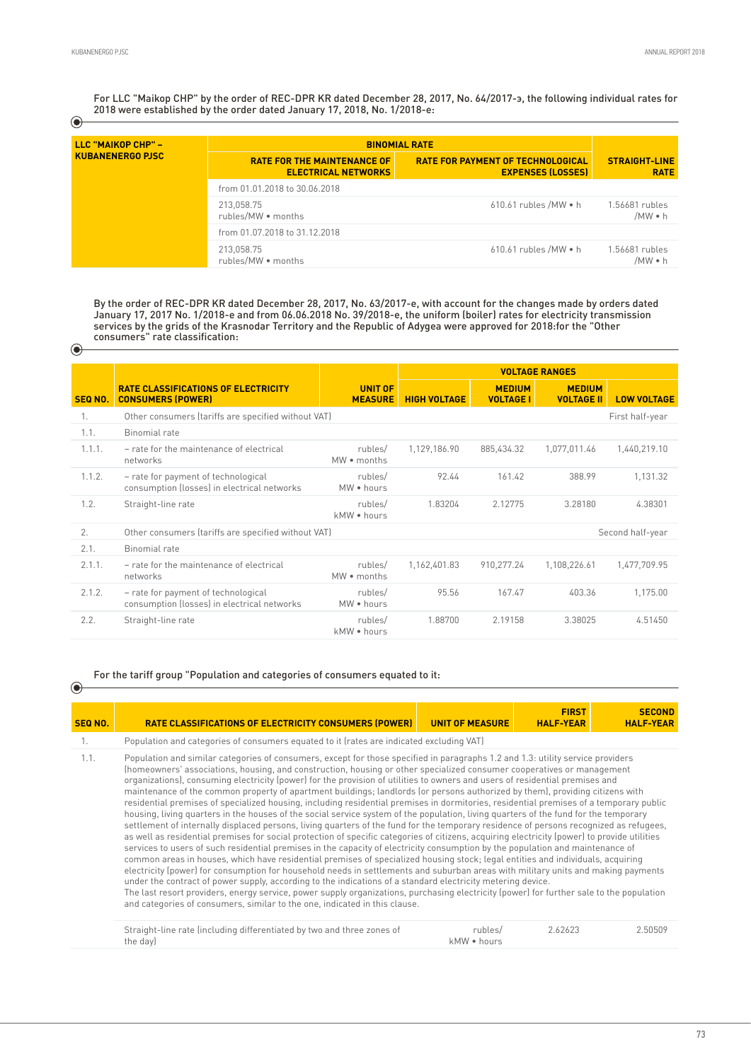For LLC "Maikop CHP" by the order of REC-DPR KR dated December 28, 2017, No. 64/2017-э, the following individual rates for 2018 were established by the order dated January 17, 2018, No. 1/2018-e:

| LLC "MAIKOP CHP" – KUBANENERGO PJSC | BINOMIAL RATE | | |
|---|---|---|---|
| | RATE FOR THE MAINTENANCE OF ELECTRICAL NETWORKS | RATE FOR PAYMENT OF TECHNOLOGICAL EXPENSES (LOSSES) | STRAIGHT-LINE RATE |
| | from 01.01.2018 to 30.06.2018 | | |
| | 213,058.75 rubles/MW • months | 610.61 rubles /MW • h | 1.56681 rubles /MW • h |
| | from 01.07.2018 to 31.12.2018 | | |
| | 213,058.75 rubles/MW • months | 610.61 rubles /MW • h | 1.56681 rubles /MW • h |

By the order of REC-DPR KR dated December 28, 2017, No. 63/2017-e, with account for the changes made by orders dated January 17, 2017 No. 1/2018-e and from 06.06.2018 No. 39/2018-e, the uniform (boiler) rates for electricity transmission services by the grids of the Krasnodar Territory and the Republic of Adygea were approved for 2018:for the "Other consumers" rate classification:

| SEQ NO. | RATE CLASSIFICATIONS OF ELECTRICITY CONSUMERS (POWER) | UNIT OF MEASURE | VOLTAGE RANGES | | | |
|---|---|---|---|---|---|---|
| | | | HIGH VOLTAGE | MEDIUM VOLTAGE I | MEDIUM VOLTAGE II | LOW VOLTAGE |
| 1. | Other consumers (tariffs are specified without VAT) | | | | | First half-year |
| 1.1. | Binomial rate | | | | | |
| 1.1.1. | – rate for the maintenance of electrical networks | rubles/ MW • months | 1,129,186.90 | 885,434.32 | 1,077,011.46 | 1,440,219.10 |
| 1.1.2. | – rate for payment of technological consumption (losses) in electrical networks | rubles/ MW • hours | 92.44 | 161.42 | 388.99 | 1,131.32 |
| 1.2. | Straight-line rate | rubles/ kMW • hours | 1.83204 | 2.12775 | 3.28180 | 4.38301 |
| 2. | Other consumers (tariffs are specified without VAT) | | | | | Second half-year |
| 2.1. | Binomial rate | | | | | |
| 2.1.1. | – rate for the maintenance of electrical networks | rubles/ MW • months | 1,162,401.83 | 910,277.24 | 1,108,226.61 | 1,477,709.95 |
| 2.1.2. | – rate for payment of technological consumption (losses) in electrical networks | rubles/ MW • hours | 95.56 | 167.47 | 403.36 | 1,175.00 |
| 2.2. | Straight-line rate | rubles/ kMW • hours | 1.88700 | 2.19158 | 3.38025 | 4.51450 |

For the tariff group "Population and categories of consumers equated to it:

| SEQ NO. | RATE CLASSIFICATIONS OF ELECTRICITY CONSUMERS (POWER) | UNIT OF MEASURE | FIRST HALF-YEAR | SECOND HALF-YEAR |
|---|---|---|---|---|
| 1. | Population and categories of consumers equated to it (rates are indicated excluding VAT) | | | |
| 1.1. | Population and similar categories of consumers, except for those specified in paragraphs 1.2 and 1.3: utility service providers (homeowners' associations, housing, and construction, housing or other specialized consumer cooperatives or management organizations), consuming electricity (power) for the provision of utilities to owners and users of residential premises and maintenance of the common property of apartment buildings; landlords (or persons authorized by them), providing citizens with residential premises of specialized housing, including residential premises in dormitories, residential premises of a temporary public housing, living quarters in the houses of the social service system of the population, living quarters of the fund for the temporary settlement of internally displaced persons, living quarters of the fund for the temporary residence of persons recognized as refugees, as well as residential premises for social protection of specific categories of citizens, acquiring electricity (power) to provide utilities services to users of such residential premises in the capacity of electricity consumption by the population and maintenance of common areas in houses, which have residential premises of specialized housing stock; legal entities and individuals, acquiring electricity (power) for consumption for household needs in settlements and suburban areas with military units and making payments under the contract of power supply, according to the indications of a standard electricity metering device. The last resort providers, energy service, power supply organizations, purchasing electricity (power) for further sale to the population and categories of consumers, similar to the one, indicated in this clause. | | | |
| | Straight-line rate (including differentiated by two and three zones of the day) | rubles/ kMW • hours | 2.62623 | 2.50509 |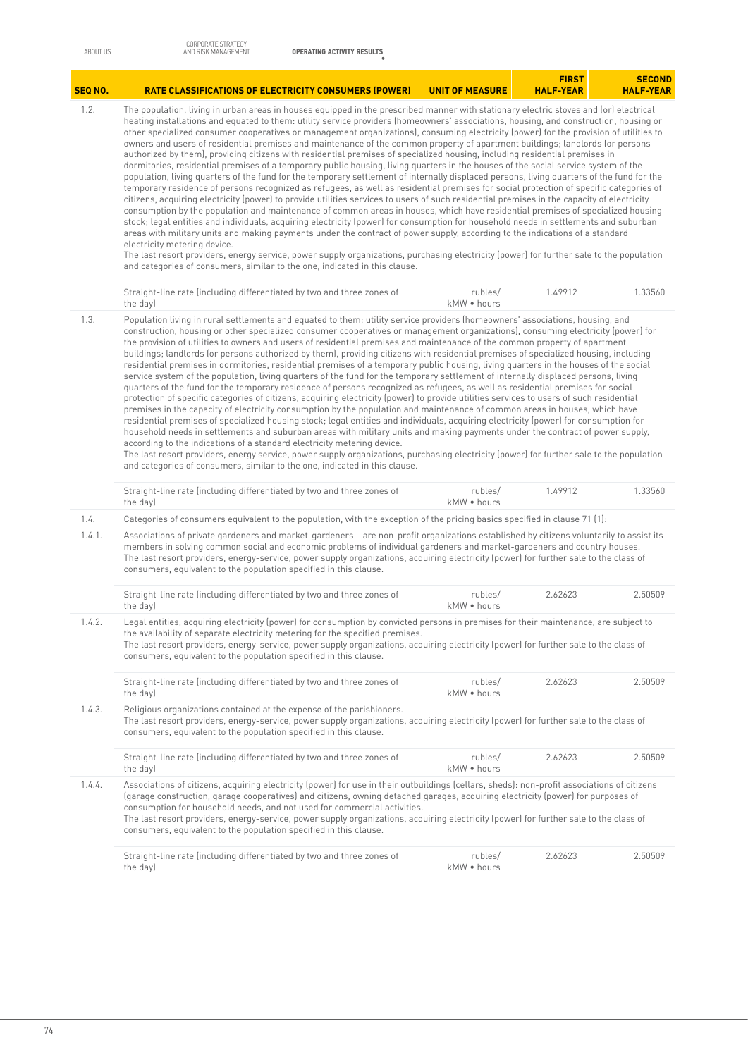| SEQ NO. | RATE CLASSIFICATIONS OF ELECTRICITY CONSUMERS (POWER) | UNIT OF MEASURE | FIRST HALF-YEAR | SECOND HALF-YEAR |
|---|---|---|---|---|
| 1.2. | The population, living in urban areas in houses equipped in the prescribed manner with stationary electric stoves and (or) electrical heating installations and equated to them: utility service providers (homeowners' associations, housing, and construction, housing or other specialized consumer cooperatives or management organizations), consuming electricity (power) for the provision of utilities to owners and users of residential premises and maintenance of the common property of apartment buildings; landlords (or persons authorized by them), providing citizens with residential premises of specialized housing, including residential premises in dormitories, residential premises of a temporary public housing, living quarters in the houses of the social service system of the population, living quarters of the fund for the temporary settlement of internally displaced persons, living quarters of the fund for the temporary residence of persons recognized as refugees, as well as residential premises for social protection of specific categories of citizens, acquiring electricity (power) to provide utilities services to users of such residential premises in the capacity of electricity consumption by the population and maintenance of common areas in houses, which have residential premises of specialized housing stock; legal entities and individuals, acquiring electricity (power) for consumption for household needs in settlements and suburban areas with military units and making payments under the contract of power supply, according to the indications of a standard electricity metering device.<br>The last resort providers, energy service, power supply organizations, purchasing electricity (power) for further sale to the population and categories of consumers, similar to the one, indicated in this clause. | | | |
| | Straight-line rate (including differentiated by two and three zones of the day) | rubles/ kMW • hours | 1.49912 | 1.33560 |
| 1.3. | Population living in rural settlements and equated to them: utility service providers (homeowners' associations, housing, and construction, housing or other specialized consumer cooperatives or management organizations), consuming electricity (power) for the provision of utilities to owners and users of residential premises and maintenance of the common property of apartment buildings; landlords (or persons authorized by them), providing citizens with residential premises of specialized housing, including residential premises in dormitories, residential premises of a temporary public housing, living quarters in the houses of the social service system of the population, living quarters of the fund for the temporary settlement of internally displaced persons, living quarters of the fund for the temporary residence of persons recognized as refugees, as well as residential premises for social protection of specific categories of citizens, acquiring electricity (power) to provide utilities services to users of such residential premises in the capacity of electricity consumption by the population and maintenance of common areas in houses, which have residential premises of specialized housing stock; legal entities and individuals, acquiring electricity (power) for consumption for household needs in settlements and suburban areas with military units and making payments under the contract of power supply, according to the indications of a standard electricity metering device.<br>The last resort providers, energy service, power supply organizations, purchasing electricity (power) for further sale to the population and categories of consumers, similar to the one, indicated in this clause. | | | |
| | Straight-line rate (including differentiated by two and three zones of the day) | rubles/ kMW • hours | 1.49912 | 1.33560 |
| 1.4. | Categories of consumers equivalent to the population, with the exception of the pricing basics specified in clause 71 (1): | | | |
| 1.4.1. | Associations of private gardeners and market-gardeners – are non-profit organizations established by citizens voluntarily to assist its members in solving common social and economic problems of individual gardeners and market-gardeners and country houses.<br>The last resort providers, energy-service, power supply organizations, acquiring electricity (power) for further sale to the class of consumers, equivalent to the population specified in this clause. | | | |
| | Straight-line rate (including differentiated by two and three zones of the day) | rubles/ kMW • hours | 2.62623 | 2.50509 |
| 1.4.2. | Legal entities, acquiring electricity (power) for consumption by convicted persons in premises for their maintenance, are subject to the availability of separate electricity metering for the specified premises.<br>The last resort providers, energy-service, power supply organizations, acquiring electricity (power) for further sale to the class of consumers, equivalent to the population specified in this clause. | | | |
| | Straight-line rate (including differentiated by two and three zones of the day) | rubles/ kMW • hours | 2.62623 | 2.50509 |
| 1.4.3. | Religious organizations contained at the expense of the parishioners.<br>The last resort providers, energy-service, power supply organizations, acquiring electricity (power) for further sale to the class of consumers, equivalent to the population specified in this clause. | | | |
| | Straight-line rate (including differentiated by two and three zones of the day) | rubles/ kMW • hours | 2.62623 | 2.50509 |
| 1.4.4. | Associations of citizens, acquiring electricity (power) for use in their outbuildings (cellars, sheds): non-profit associations of citizens (garage construction, garage cooperatives) and citizens, owning detached garages, acquiring electricity (power) for purposes of consumption for household needs, and not used for commercial activities.<br>The last resort providers, energy-service, power supply organizations, acquiring electricity (power) for further sale to the class of consumers, equivalent to the population specified in this clause. | | | |
| | Straight-line rate (including differentiated by two and three zones of the day) | rubles/ kMW • hours | 2.62623 | 2.50509 |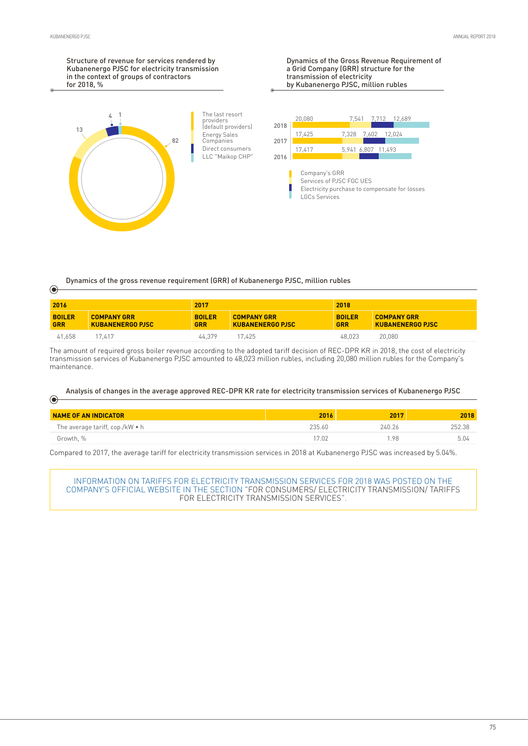Structure of revenue for services rendered by Kubanenergo PJSC for electricity transmission in the context of groups of contractors for 2018, %

4
1
13
82

The last resort providers (default providers)
Energy Sales Companies
Direct consumers
LLC "Maikop CHP"

Dynamics of the Gross Revenue Requirement of a Grid Company (GRR) structure for the transmission of electricity by Kubanenergo PJSC, million rubles

2018
20,080
7,541
7,712
12,689

2017
17,425
7,328
7,602
12,024

2016
17,417
5,941
6,807
11,493

Company's GRR
Services of PJSC FGC UES
Electricity purchase to compensate for losses
LGCs Services

### Dynamics of the gross revenue requirement (GRR) of Kubanenergo PJSC, million rubles

| 2016 | | 2017 | | 2018 | |
|---|---|---|---|---|---|
| **BOILER GRR** | **COMPANY GRR KUBANENERGO PJSC** | **BOILER GRR** | **COMPANY GRR KUBANENERGO PJSC** | **BOILER GRR** | **COMPANY GRR KUBANENERGO PJSC** |
| 41,658 | 17,417 | 44,379 | 17,425 | 48,023 | 20,080 |

The amount of required gross boiler revenue according to the adopted tariff decision of REC-DPR KR in 2018, the cost of electricity transmission services of Kubanenergo PJSC amounted to 48,023 million rubles, including 20,080 million rubles for the Company's maintenance.

### Analysis of changes in the average approved REC-DPR KR rate for electricity transmission services of Kubanenergo PJSC

| NAME OF AN INDICATOR | 2016 | 2017 | 2018 |
|---|---|---|---|
| The average tariff, cop./kW • h | 235.60 | 240.26 | 252.38 |
| Growth, % | 17.02 | 1.98 | 5.04 |

Compared to 2017, the average tariff for electricity transmission services in 2018 at Kubanenergo PJSC was increased by 5.04%.

INFORMATION ON TARIFFS FOR ELECTRICITY TRANSMISSION SERVICES FOR 2018 WAS POSTED ON THE COMPANY'S OFFICIAL WEBSITE IN THE SECTION "FOR CONSUMERS/ ELECTRICITY TRANSMISSION/ TARIFFS FOR ELECTRICITY TRANSMISSION SERVICES".